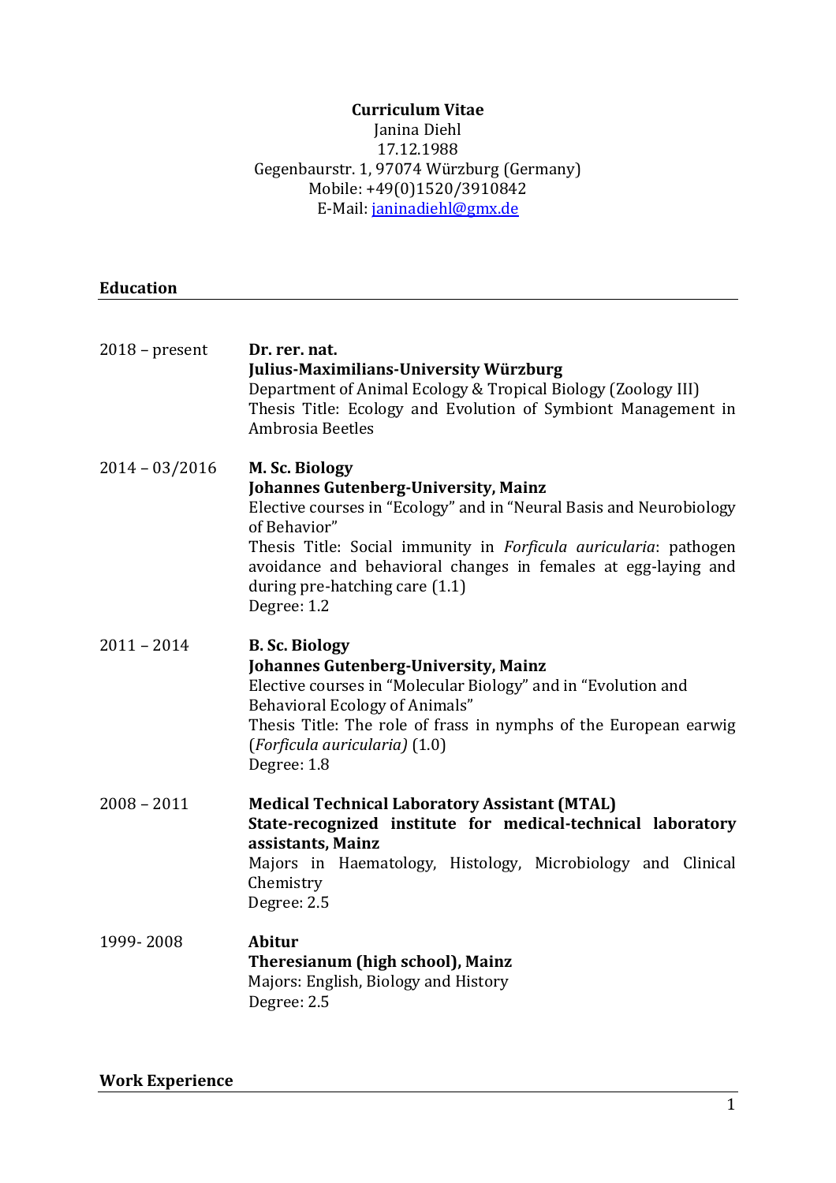# Curriculum Vitae

Janina Diehl
17.12.1988
Gegenbaurstr. 1, 97074 Würzburg (Germany)
Mobile: +49(0)1520/3910842
E-Mail: [janinadiehl@gmx.de](mailto:janinadiehl@gmx.de)

## Education

2018 – present
**Dr. rer. nat.**
**Julius-Maximilians-University Würzburg**
Department of Animal Ecology & Tropical Biology (Zoology III)
Thesis Title: Ecology and Evolution of Symbiont Management in Ambrosia Beetles

2014 – 03/2016
**M. Sc. Biology**
**Johannes Gutenberg-University, Mainz**
Elective courses in "Ecology" and in "Neural Basis and Neurobiology of Behavior"
Thesis Title: Social immunity in *Forficula auricularia*: pathogen avoidance and behavioral changes in females at egg-laying and during pre-hatching care (1.1)
Degree: 1.2

2011 – 2014
**B. Sc. Biology**
**Johannes Gutenberg-University, Mainz**
Elective courses in "Molecular Biology" and in "Evolution and Behavioral Ecology of Animals"
Thesis Title: The role of frass in nymphs of the European earwig (*Forficula auricularia)* (1.0)
Degree: 1.8

2008 – 2011
**Medical Technical Laboratory Assistant (MTAL)**
**State-recognized institute for medical-technical laboratory assistants, Mainz**
Majors in Haematology, Histology, Microbiology and Clinical Chemistry
Degree: 2.5

1999- 2008
**Abitur**
**Theresianum (high school), Mainz**
Majors: English, Biology and History
Degree: 2.5

## Work Experience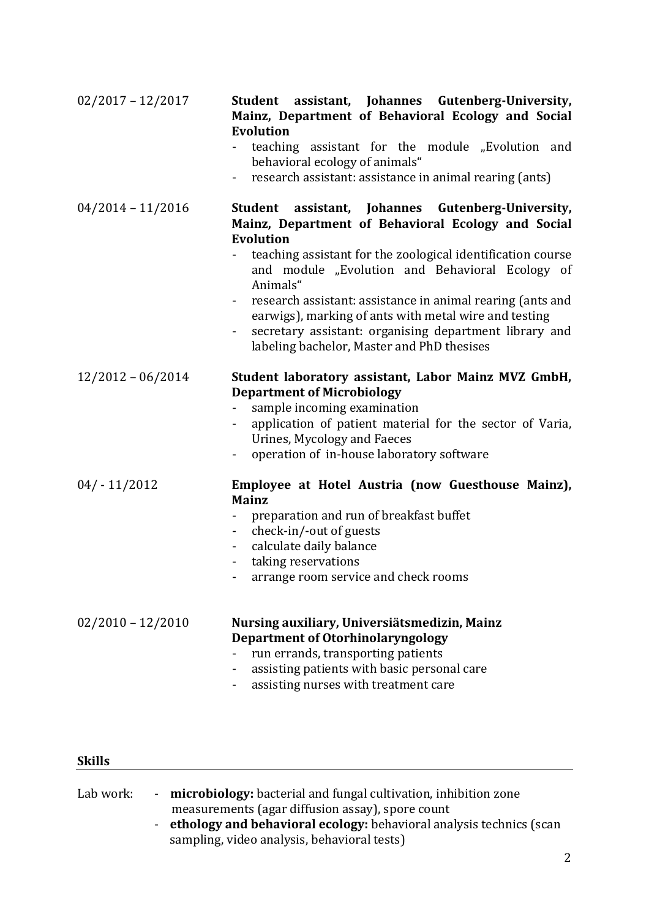**02/2017 – 12/2017** — **Student assistant, Johannes Gutenberg-University, Mainz, Department of Behavioral Ecology and Social Evolution**

- teaching assistant for the module „Evolution and behavioral ecology of animals"
- research assistant: assistance in animal rearing (ants)

**04/2014 – 11/2016** — **Student assistant, Johannes Gutenberg-University, Mainz, Department of Behavioral Ecology and Social Evolution**

- teaching assistant for the zoological identification course and module „Evolution and Behavioral Ecology of Animals"
- research assistant: assistance in animal rearing (ants and earwigs), marking of ants with metal wire and testing
- secretary assistant: organising department library and labeling bachelor, Master and PhD thesises

**12/2012 – 06/2014** — **Student laboratory assistant, Labor Mainz MVZ GmbH, Department of Microbiology**

- sample incoming examination
- application of patient material for the sector of Varia, Urines, Mycology and Faeces
- operation of in-house laboratory software

**04/ - 11/2012** — **Employee at Hotel Austria (now Guesthouse Mainz), Mainz**

- preparation and run of breakfast buffet
- check-in/-out of guests
- calculate daily balance
- taking reservations
- arrange room service and check rooms

**02/2010 – 12/2010** — **Nursing auxiliary, Universiätsmedizin, Mainz Department of Otorhinolaryngology**

- run errands, transporting patients
- assisting patients with basic personal care
- assisting nurses with treatment care

## Skills

Lab work:

- **microbiology:** bacterial and fungal cultivation, inhibition zone measurements (agar diffusion assay), spore count
- **ethology and behavioral ecology:** behavioral analysis technics (scan sampling, video analysis, behavioral tests)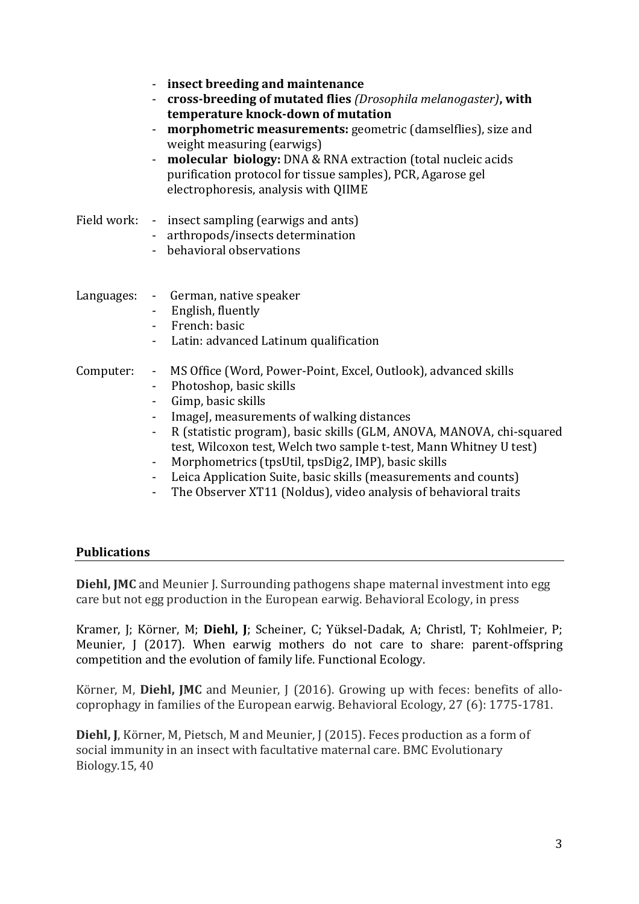- **insect breeding and maintenance**
- **cross-breeding of mutated flies** *(Drosophila melanogaster)***, with temperature knock-down of mutation**
- **morphometric measurements:** geometric (damselflies), size and weight measuring (earwigs)
- **molecular biology:** DNA & RNA extraction (total nucleic acids purification protocol for tissue samples), PCR, Agarose gel electrophoresis, analysis with QIIME

Field work:
- insect sampling (earwigs and ants)
- arthropods/insects determination
- behavioral observations

Languages:
- German, native speaker
- English, fluently
- French: basic
- Latin: advanced Latinum qualification

Computer:
- MS Office (Word, Power-Point, Excel, Outlook), advanced skills
- Photoshop, basic skills
- Gimp, basic skills
- ImageJ, measurements of walking distances
- R (statistic program), basic skills (GLM, ANOVA, MANOVA, chi-squared test, Wilcoxon test, Welch two sample t-test, Mann Whitney U test)
- Morphometrics (tpsUtil, tpsDig2, IMP), basic skills
- Leica Application Suite, basic skills (measurements and counts)
- The Observer XT11 (Noldus), video analysis of behavioral traits

## Publications

**Diehl, JMC** and Meunier J. Surrounding pathogens shape maternal investment into egg care but not egg production in the European earwig. Behavioral Ecology, in press

Kramer, J; Körner, M; **Diehl, J**; Scheiner, C; Yüksel-Dadak, A; Christl, T; Kohlmeier, P; Meunier, J (2017). When earwig mothers do not care to share: parent-offspring competition and the evolution of family life. Functional Ecology.

Körner, M, **Diehl, JMC** and Meunier, J (2016). Growing up with feces: benefits of allo-coprophagy in families of the European earwig. Behavioral Ecology, 27 (6): 1775-1781.

**Diehl, J**, Körner, M, Pietsch, M and Meunier, J (2015). Feces production as a form of social immunity in an insect with facultative maternal care. BMC Evolutionary Biology.15, 40